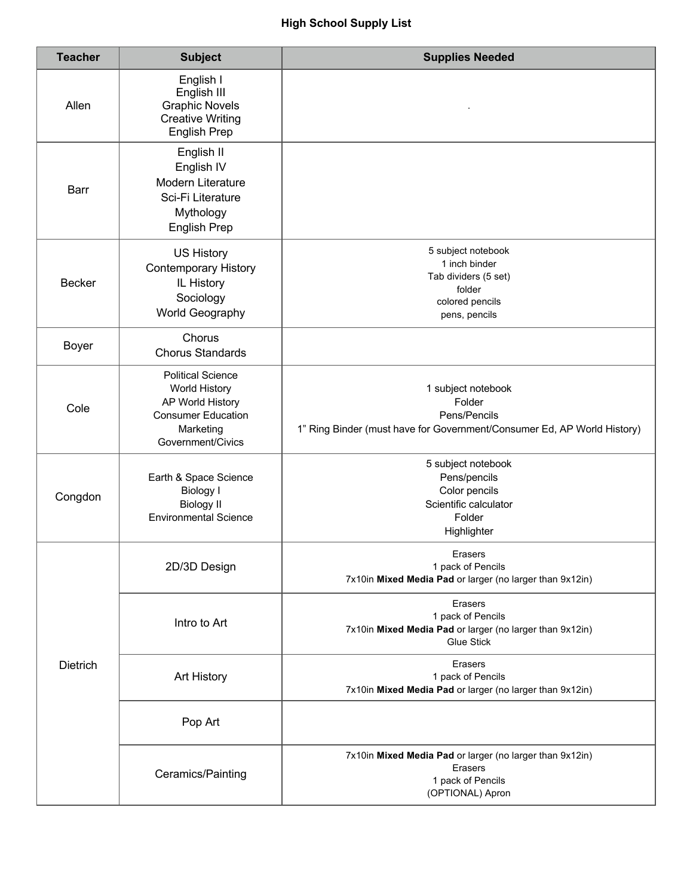# High School Supply List

| Teacher | Subject | Supplies Needed |
|---|---|---|
| Allen | English I<br>English III<br>Graphic Novels<br>Creative Writing<br>English Prep | . |
| Barr | English II<br>English IV<br>Modern Literature<br>Sci-Fi Literature<br>Mythology<br>English Prep | |
| Becker | US History<br>Contemporary History<br>IL History<br>Sociology<br>World Geography | 5 subject notebook<br>1 inch binder<br>Tab dividers (5 set)<br>folder<br>colored pencils<br>pens, pencils |
| Boyer | Chorus<br>Chorus Standards | |
| Cole | Political Science<br>World History<br>AP World History<br>Consumer Education<br>Marketing<br>Government/Civics | 1 subject notebook<br>Folder<br>Pens/Pencils<br>1” Ring Binder (must have for Government/Consumer Ed, AP World History) |
| Congdon | Earth & Space Science<br>Biology I<br>Biology II<br>Environmental Science | 5 subject notebook<br>Pens/pencils<br>Color pencils<br>Scientific calculator<br>Folder<br>Highlighter |
| Dietrich | 2D/3D Design | Erasers<br>1 pack of Pencils<br>7x10in **Mixed Media Pad** or larger (no larger than 9x12in) |
| | Intro to Art | Erasers<br>1 pack of Pencils<br>7x10in **Mixed Media Pad** or larger (no larger than 9x12in)<br>Glue Stick |
| | Art History | Erasers<br>1 pack of Pencils<br>7x10in **Mixed Media Pad** or larger (no larger than 9x12in) |
| | Pop Art | |
| | Ceramics/Painting | 7x10in **Mixed Media Pad** or larger (no larger than 9x12in)<br>Erasers<br>1 pack of Pencils<br>(OPTIONAL) Apron |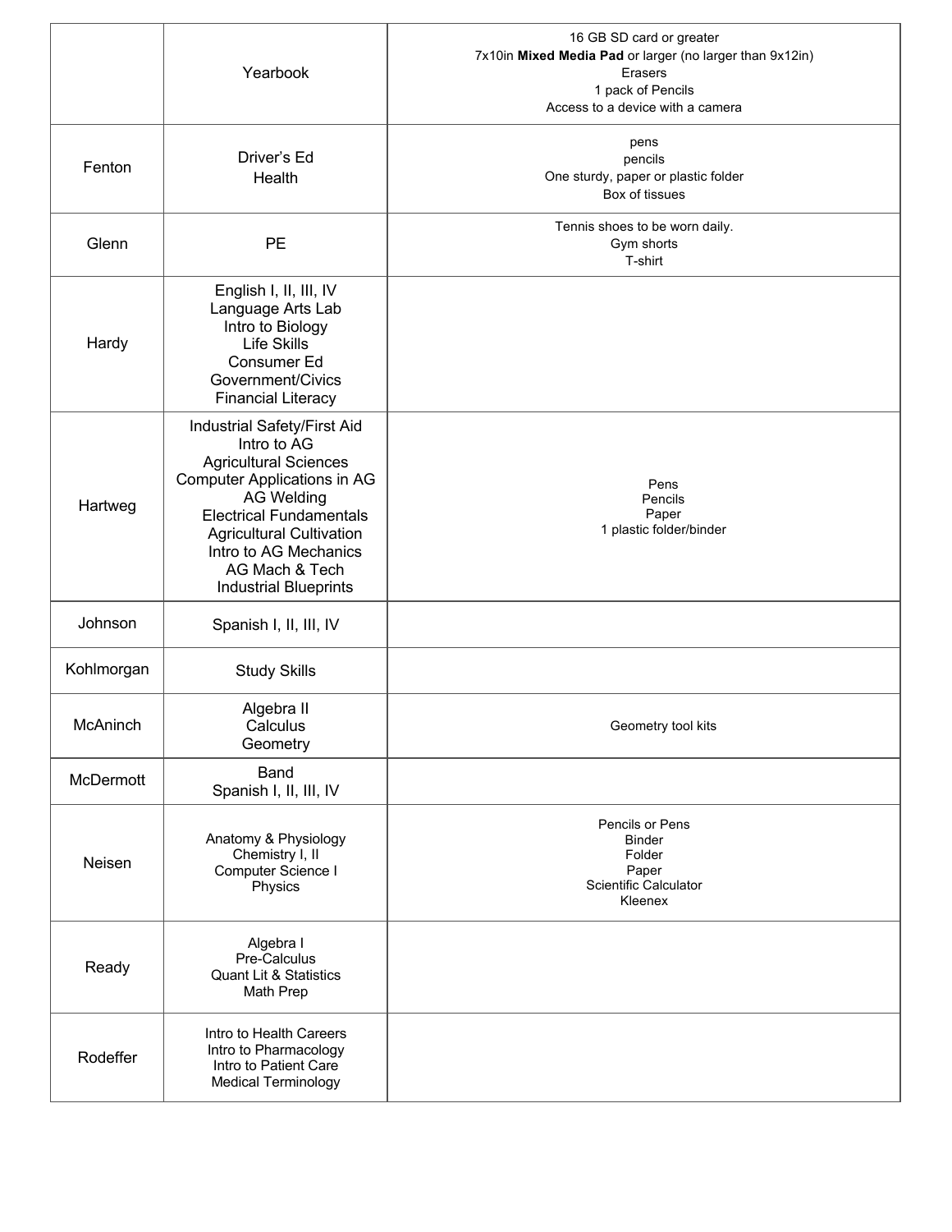| | | |
|---|---|---|
| | Yearbook | 16 GB SD card or greater<br>7x10in **Mixed Media Pad** or larger (no larger than 9x12in)<br>Erasers<br>1 pack of Pencils<br>Access to a device with a camera |
| Fenton | Driver's Ed<br>Health | pens<br>pencils<br>One sturdy, paper or plastic folder<br>Box of tissues |
| Glenn | PE | Tennis shoes to be worn daily.<br>Gym shorts<br>T-shirt |
| Hardy | English I, II, III, IV<br>Language Arts Lab<br>Intro to Biology<br>Life Skills<br>Consumer Ed<br>Government/Civics<br>Financial Literacy | |
| Hartweg | Industrial Safety/First Aid<br>Intro to AG<br>Agricultural Sciences<br>Computer Applications in AG<br>AG Welding<br>Electrical Fundamentals<br>Agricultural Cultivation<br>Intro to AG Mechanics<br>AG Mach & Tech<br>Industrial Blueprints | Pens<br>Pencils<br>Paper<br>1 plastic folder/binder |
| Johnson | Spanish I, II, III, IV | |
| Kohlmorgan | Study Skills | |
| McAninch | Algebra II<br>Calculus<br>Geometry | Geometry tool kits |
| McDermott | Band<br>Spanish I, II, III, IV | |
| Neisen | Anatomy & Physiology<br>Chemistry I, II<br>Computer Science I<br>Physics | Pencils or Pens<br>Binder<br>Folder<br>Paper<br>Scientific Calculator<br>Kleenex |
| Ready | Algebra I<br>Pre-Calculus<br>Quant Lit & Statistics<br>Math Prep | |
| Rodeffer | Intro to Health Careers<br>Intro to Pharmacology<br>Intro to Patient Care<br>Medical Terminology | |